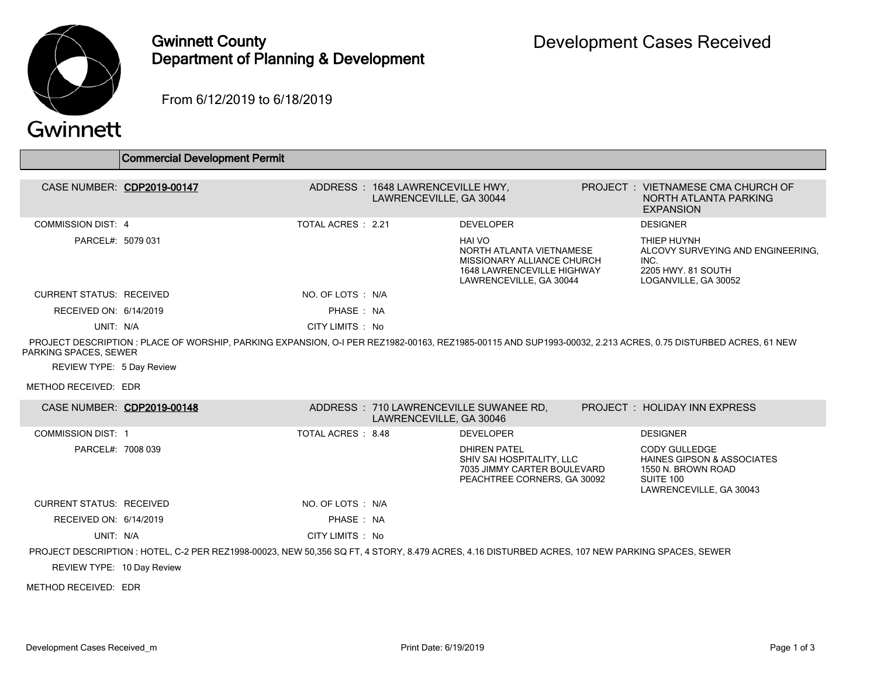# Gwinnett County Department of Planning & Development

# Development Cases Received

From 6/12/2019 to 6/18/2019

## Commercial Development Permit

**CASE NUMBER:** CDP2019-00147
**ADDRESS:** 1648 LAWRENCEVILLE HWY, LAWRENCEVILLE, GA 30044
**PROJECT:** VIETNAMESE CMA CHURCH OF NORTH ATLANTA PARKING EXPANSION

COMMISSION DIST: 4
TOTAL ACRES: 2.21
PARCEL#: 5079 031

**DEVELOPER**
HAI VO
NORTH ATLANTA VIETNAMESE MISSIONARY ALLIANCE CHURCH
1648 LAWRENCEVILLE HIGHWAY
LAWRENCEVILLE, GA 30044

**DESIGNER**
THIEP HUYNH
ALCOVY SURVEYING AND ENGINEERING, INC.
2205 HWY. 81 SOUTH
LOGANVILLE, GA 30052

CURRENT STATUS: RECEIVED
NO. OF LOTS: N/A
RECEIVED ON: 6/14/2019
PHASE: NA
UNIT: N/A
CITY LIMITS: No

PROJECT DESCRIPTION : PLACE OF WORSHIP, PARKING EXPANSION, O-I PER REZ1982-00163, REZ1985-00115 AND SUP1993-00032, 2.213 ACRES, 0.75 DISTURBED ACRES, 61 NEW PARKING SPACES, SEWER

REVIEW TYPE: 5 Day Review

METHOD RECEIVED: EDR

---

**CASE NUMBER:** CDP2019-00148
**ADDRESS:** 710 LAWRENCEVILLE SUWANEE RD, LAWRENCEVILLE, GA 30046
**PROJECT:** HOLIDAY INN EXPRESS

COMMISSION DIST: 1
TOTAL ACRES: 8.48
PARCEL#: 7008 039

**DEVELOPER**
DHIREN PATEL
SHIV SAI HOSPITALITY, LLC
7035 JIMMY CARTER BOULEVARD
PEACHTREE CORNERS, GA 30092

**DESIGNER**
CODY GULLEDGE
HAINES GIPSON & ASSOCIATES
1550 N. BROWN ROAD
SUITE 100
LAWRENCEVILLE, GA 30043

CURRENT STATUS: RECEIVED
NO. OF LOTS: N/A
RECEIVED ON: 6/14/2019
PHASE: NA
UNIT: N/A
CITY LIMITS: No

PROJECT DESCRIPTION : HOTEL, C-2 PER REZ1998-00023, NEW 50,356 SQ FT, 4 STORY, 8.479 ACRES, 4.16 DISTURBED ACRES, 107 NEW PARKING SPACES, SEWER

REVIEW TYPE: 10 Day Review

METHOD RECEIVED: EDR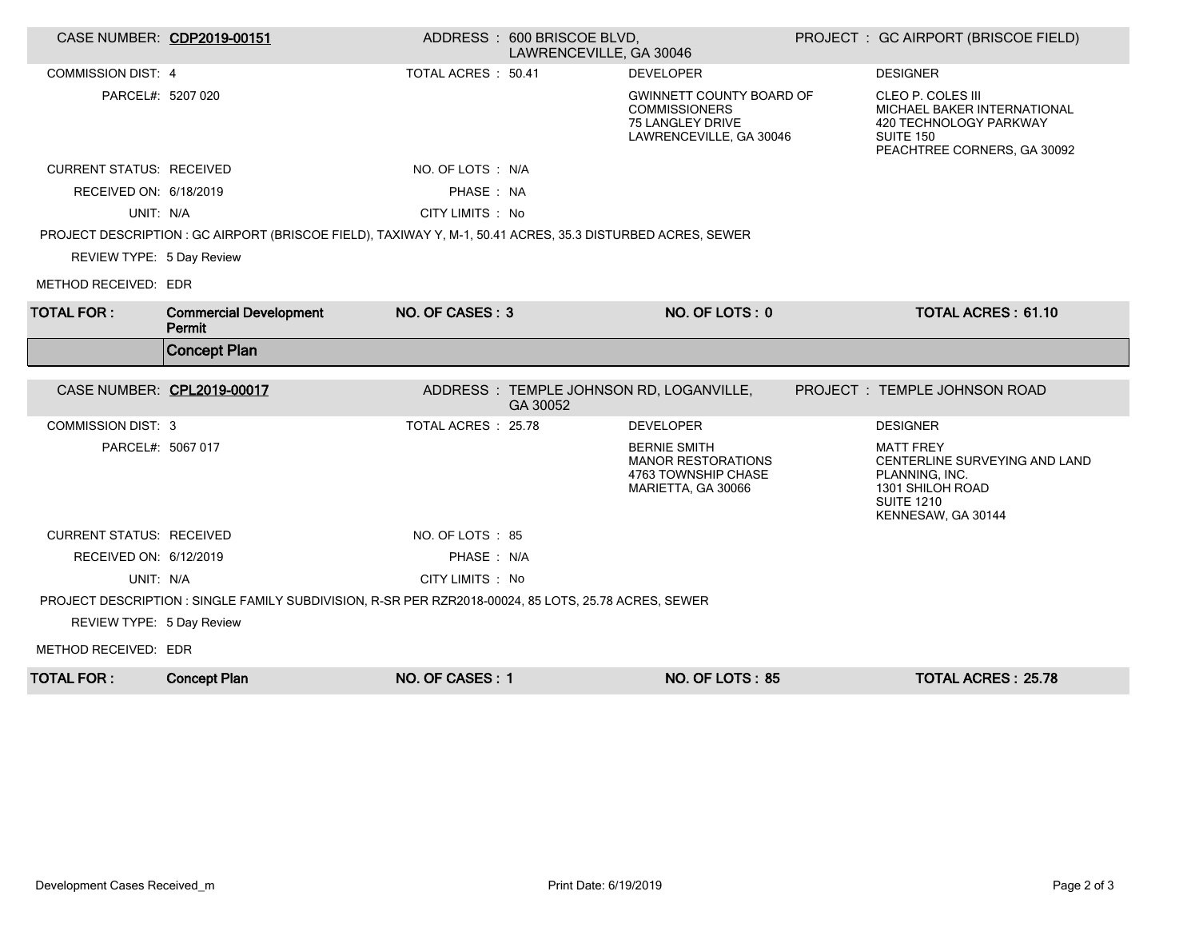**CASE NUMBER:** CDP2019-00151 | **ADDRESS:** 600 BRISCOE BLVD, LAWRENCEVILLE, GA 30046 | **PROJECT:** GC AIRPORT (BRISCOE FIELD)

COMMISSION DIST: 4

PARCEL#: 5207 020

TOTAL ACRES : 50.41

**DEVELOPER**
GWINNETT COUNTY BOARD OF COMMISSIONERS
75 LANGLEY DRIVE
LAWRENCEVILLE, GA 30046

**DESIGNER**
CLEO P. COLES III
MICHAEL BAKER INTERNATIONAL
420 TECHNOLOGY PARKWAY
SUITE 150
PEACHTREE CORNERS, GA 30092

CURRENT STATUS: RECEIVED | NO. OF LOTS : N/A

RECEIVED ON: 6/18/2019 | PHASE : NA

UNIT: N/A | CITY LIMITS : No

PROJECT DESCRIPTION : GC AIRPORT (BRISCOE FIELD), TAXIWAY Y, M-1, 50.41 ACRES, 35.3 DISTURBED ACRES, SEWER

REVIEW TYPE: 5 Day Review

METHOD RECEIVED: EDR

| TOTAL FOR : | Commercial Development Permit | NO. OF CASES : 3 | NO. OF LOTS : 0 | TOTAL ACRES : 61.10 |
|---|---|---|---|---|

## Concept Plan

**CASE NUMBER:** CPL2019-00017 | **ADDRESS:** TEMPLE JOHNSON RD, LOGANVILLE, GA 30052 | **PROJECT:** TEMPLE JOHNSON ROAD

COMMISSION DIST: 3

PARCEL#: 5067 017

TOTAL ACRES : 25.78

**DEVELOPER**
BERNIE SMITH
MANOR RESTORATIONS
4763 TOWNSHIP CHASE
MARIETTA, GA 30066

**DESIGNER**
MATT FREY
CENTERLINE SURVEYING AND LAND PLANNING, INC.
1301 SHILOH ROAD
SUITE 1210
KENNESAW, GA 30144

CURRENT STATUS: RECEIVED | NO. OF LOTS : 85

RECEIVED ON: 6/12/2019 | PHASE : N/A

UNIT: N/A | CITY LIMITS : No

PROJECT DESCRIPTION : SINGLE FAMILY SUBDIVISION, R-SR PER RZR2018-00024, 85 LOTS, 25.78 ACRES, SEWER

REVIEW TYPE: 5 Day Review

METHOD RECEIVED: EDR

| TOTAL FOR : | Concept Plan | NO. OF CASES : 1 | NO. OF LOTS : 85 | TOTAL ACRES : 25.78 |
|---|---|---|---|---|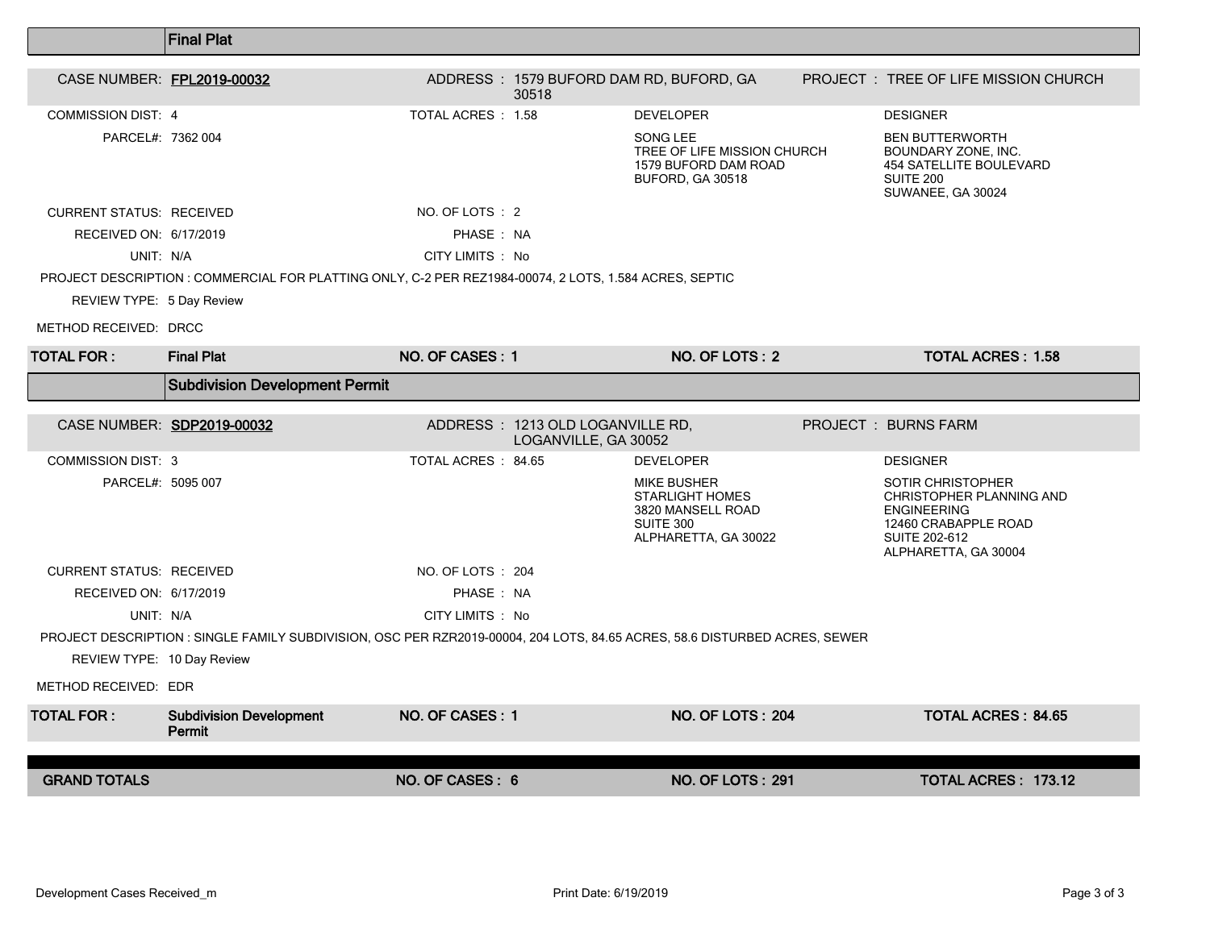## Final Plat

**CASE NUMBER:** FPL2019-00032
**ADDRESS:** 1579 BUFORD DAM RD, BUFORD, GA 30518
**PROJECT:** TREE OF LIFE MISSION CHURCH

COMMISSION DIST: 4
TOTAL ACRES: 1.58
PARCEL#: 7362 004

**DEVELOPER**
SONG LEE
TREE OF LIFE MISSION CHURCH
1579 BUFORD DAM ROAD
BUFORD, GA 30518

**DESIGNER**
BEN BUTTERWORTH
BOUNDARY ZONE, INC.
454 SATELLITE BOULEVARD
SUITE 200
SUWANEE, GA 30024

CURRENT STATUS: RECEIVED
NO. OF LOTS: 2
RECEIVED ON: 6/17/2019
PHASE: NA
UNIT: N/A
CITY LIMITS: No

PROJECT DESCRIPTION : COMMERCIAL FOR PLATTING ONLY, C-2 PER REZ1984-00074, 2 LOTS, 1.584 ACRES, SEPTIC

REVIEW TYPE: 5 Day Review

METHOD RECEIVED: DRCC

| TOTAL FOR: | Final Plat | NO. OF CASES: 1 | NO. OF LOTS: 2 | TOTAL ACRES: 1.58 |
|---|---|---|---|---|

## Subdivision Development Permit

**CASE NUMBER:** SDP2019-00032
**ADDRESS:** 1213 OLD LOGANVILLE RD, LOGANVILLE, GA 30052
**PROJECT:** BURNS FARM

COMMISSION DIST: 3
TOTAL ACRES: 84.65
PARCEL#: 5095 007

**DEVELOPER**
MIKE BUSHER
STARLIGHT HOMES
3820 MANSELL ROAD
SUITE 300
ALPHARETTA, GA 30022

**DESIGNER**
SOTIR CHRISTOPHER
CHRISTOPHER PLANNING AND ENGINEERING
12460 CRABAPPLE ROAD
SUITE 202-612
ALPHARETTA, GA 30004

CURRENT STATUS: RECEIVED
NO. OF LOTS: 204
RECEIVED ON: 6/17/2019
PHASE: NA
UNIT: N/A
CITY LIMITS: No

PROJECT DESCRIPTION : SINGLE FAMILY SUBDIVISION, OSC PER RZR2019-00004, 204 LOTS, 84.65 ACRES, 58.6 DISTURBED ACRES, SEWER

REVIEW TYPE: 10 Day Review

METHOD RECEIVED: EDR

| TOTAL FOR: | Subdivision Development Permit | NO. OF CASES: 1 | NO. OF LOTS: 204 | TOTAL ACRES: 84.65 |
|---|---|---|---|---|

| GRAND TOTALS | NO. OF CASES: 6 | NO. OF LOTS: 291 | TOTAL ACRES: 173.12 |
|---|---|---|---|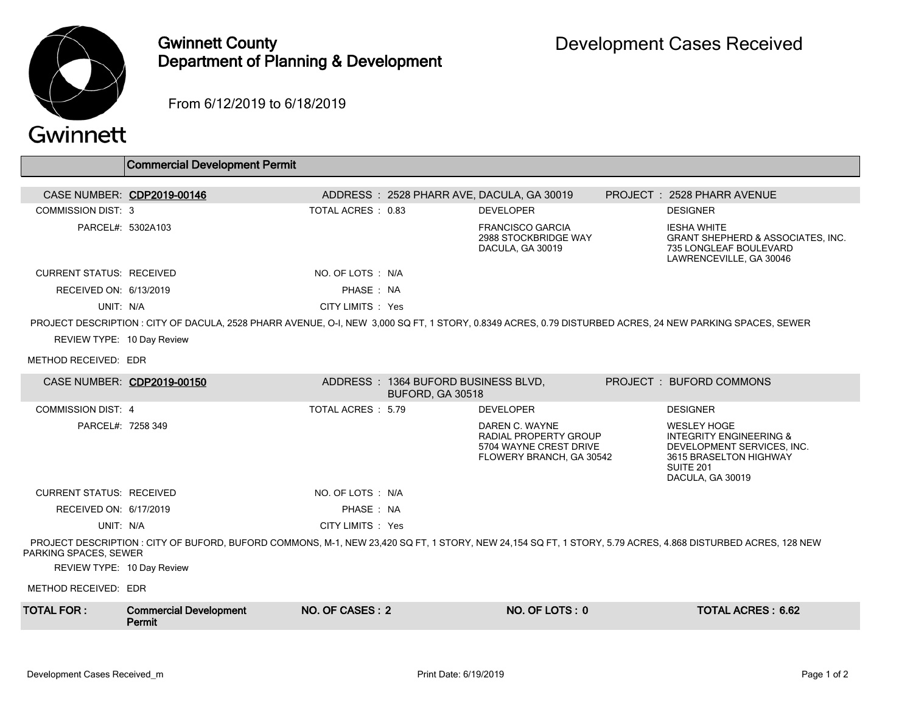# Gwinnett County Department of Planning & Development

## Development Cases Received

From 6/12/2019 to 6/18/2019

### Commercial Development Permit

**CASE NUMBER: CDP2019-00146**

ADDRESS : 2528 PHARR AVE, DACULA, GA 30019

PROJECT : 2528 PHARR AVENUE

| | | | |
|---|---|---|---|
| COMMISSION DIST: 3 | TOTAL ACRES : 0.83 | DEVELOPER | DESIGNER |
| PARCEL#: 5302A103 | | FRANCISCO GARCIA<br>2988 STOCKBRIDGE WAY<br>DACULA, GA 30019 | IESHA WHITE<br>GRANT SHEPHERD & ASSOCIATES, INC.<br>735 LONGLEAF BOULEVARD<br>LAWRENCEVILLE, GA 30046 |
| CURRENT STATUS: RECEIVED | NO. OF LOTS : N/A | | |
| RECEIVED ON: 6/13/2019 | PHASE : NA | | |
| UNIT: N/A | CITY LIMITS : Yes | | |

PROJECT DESCRIPTION : CITY OF DACULA, 2528 PHARR AVENUE, O-I, NEW 3,000 SQ FT, 1 STORY, 0.8349 ACRES, 0.79 DISTURBED ACRES, 24 NEW PARKING SPACES, SEWER

REVIEW TYPE: 10 Day Review

METHOD RECEIVED: EDR

**CASE NUMBER: CDP2019-00150**

ADDRESS : 1364 BUFORD BUSINESS BLVD, BUFORD, GA 30518

PROJECT : BUFORD COMMONS

| | | | |
|---|---|---|---|
| COMMISSION DIST: 4 | TOTAL ACRES : 5.79 | DEVELOPER | DESIGNER |
| PARCEL#: 7258 349 | | DAREN C. WAYNE<br>RADIAL PROPERTY GROUP<br>5704 WAYNE CREST DRIVE<br>FLOWERY BRANCH, GA 30542 | WESLEY HOGE<br>INTEGRITY ENGINEERING & DEVELOPMENT SERVICES, INC.<br>3615 BRASELTON HIGHWAY<br>SUITE 201<br>DACULA, GA 30019 |
| CURRENT STATUS: RECEIVED | NO. OF LOTS : N/A | | |
| RECEIVED ON: 6/17/2019 | PHASE : NA | | |
| UNIT: N/A | CITY LIMITS : Yes | | |

PROJECT DESCRIPTION : CITY OF BUFORD, BUFORD COMMONS, M-1, NEW 23,420 SQ FT, 1 STORY, NEW 24,154 SQ FT, 1 STORY, 5.79 ACRES, 4.868 DISTURBED ACRES, 128 NEW PARKING SPACES, SEWER

REVIEW TYPE: 10 Day Review

METHOD RECEIVED: EDR

| **TOTAL FOR :** | **Commercial Development Permit** | **NO. OF CASES : 2** | **NO. OF LOTS : 0** | **TOTAL ACRES : 6.62** |
|---|---|---|---|---|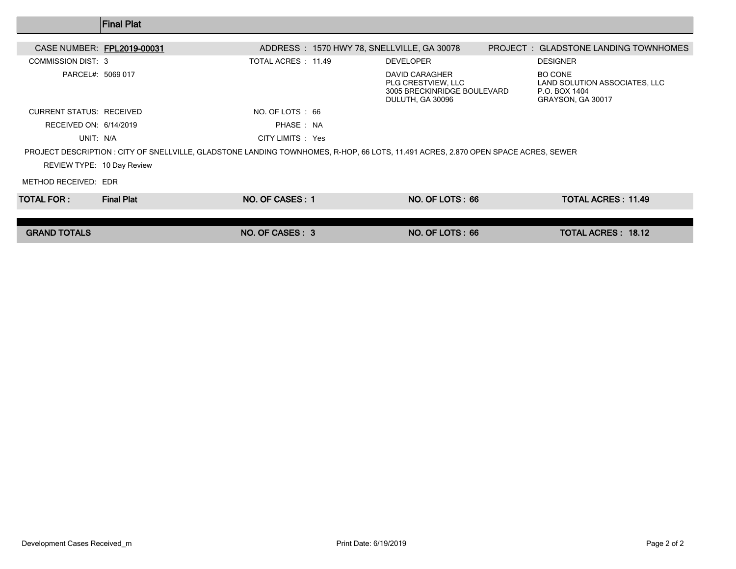## Final Plat

| | | | | | |
|---|---|---|---|---|---|
| CASE NUMBER: | **FPL2019-00031** | ADDRESS : | 1570 HWY 78, SNELLVILLE, GA 30078 | PROJECT : | GLADSTONE LANDING TOWNHOMES |
| COMMISSION DIST: | 3 | TOTAL ACRES : | 11.49 | DEVELOPER | DESIGNER |
| PARCEL#: | 5069 017 | | | DAVID CARAGHER<br>PLG CRESTVIEW, LLC<br>3005 BRECKINRIDGE BOULEVARD<br>DULUTH, GA 30096 | BO CONE<br>LAND SOLUTION ASSOCIATES, LLC<br>P.O. BOX 1404<br>GRAYSON, GA 30017 |
| CURRENT STATUS: | RECEIVED | NO. OF LOTS : | 66 | | |
| RECEIVED ON: | 6/14/2019 | PHASE : | NA | | |
| UNIT: | N/A | CITY LIMITS : | Yes | | |

PROJECT DESCRIPTION : CITY OF SNELLVILLE, GLADSTONE LANDING TOWNHOMES, R-HOP, 66 LOTS, 11.491 ACRES, 2.870 OPEN SPACE ACRES, SEWER

REVIEW TYPE: 10 Day Review

METHOD RECEIVED: EDR

| | | | | |
|---|---|---|---|---|
| **TOTAL FOR :** | **Final Plat** | **NO. OF CASES : 1** | **NO. OF LOTS : 66** | **TOTAL ACRES : 11.49** |

| | | | |
|---|---|---|---|
| **GRAND TOTALS** | **NO. OF CASES : 3** | **NO. OF LOTS : 66** | **TOTAL ACRES : 18.12** |

Development Cases Received_m

Print Date: 6/19/2019